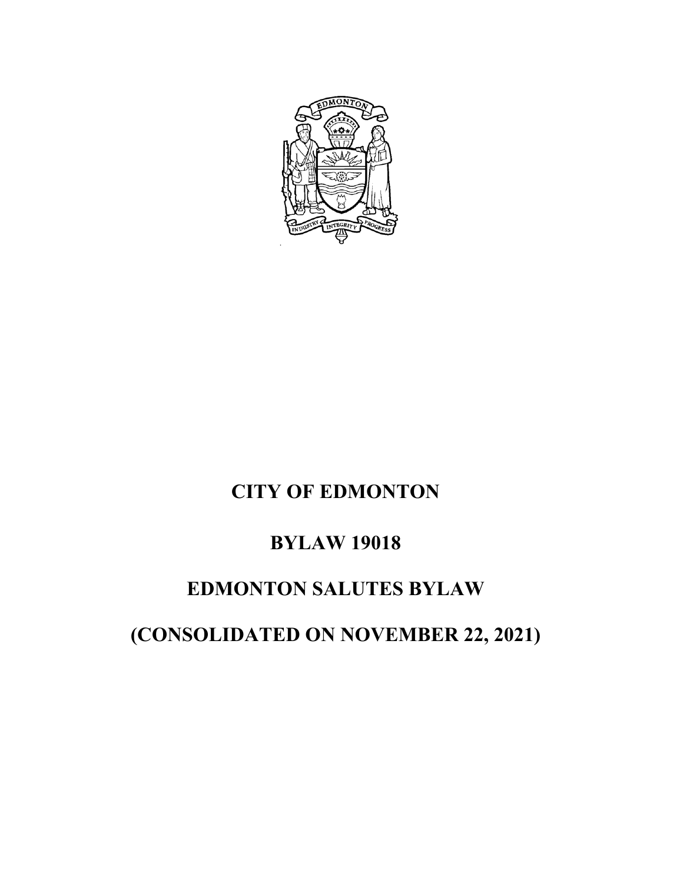# CITY OF EDMONTON

# BYLAW 19018

# EDMONTON SALUTES BYLAW

# (CONSOLIDATED ON NOVEMBER 22, 2021)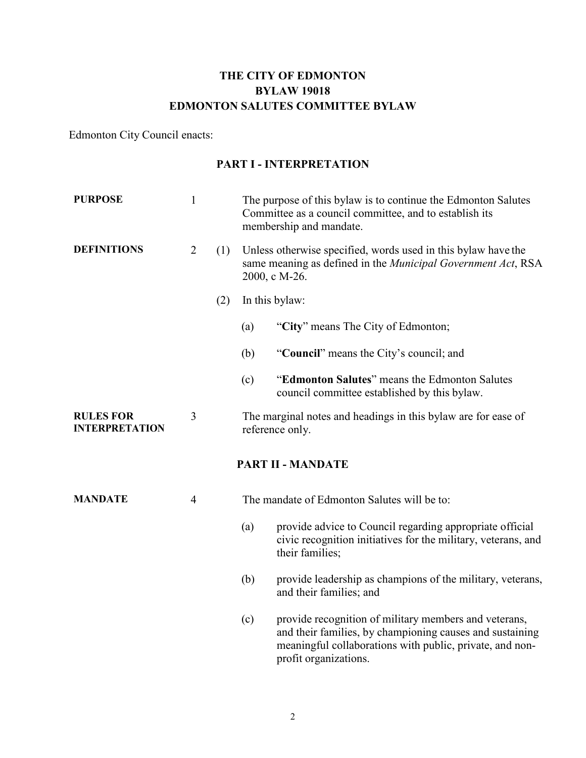# THE CITY OF EDMONTON
# BYLAW 19018
# EDMONTON SALUTES COMMITTEE BYLAW

Edmonton City Council enacts:

## PART I - INTERPRETATION

**PURPOSE**

1 The purpose of this bylaw is to continue the Edmonton Salutes Committee as a council committee, and to establish its membership and mandate.

**DEFINITIONS**

2 (1) Unless otherwise specified, words used in this bylaw have the same meaning as defined in the *Municipal Government Act*, RSA 2000, c M-26.

(2) In this bylaw:

(a) "**City**" means The City of Edmonton;

(b) "**Council**" means the City's council; and

(c) "**Edmonton Salutes**" means the Edmonton Salutes council committee established by this bylaw.

**RULES FOR INTERPRETATION**

3 The marginal notes and headings in this bylaw are for ease of reference only.

## PART II - MANDATE

**MANDATE**

4 The mandate of Edmonton Salutes will be to:

(a) provide advice to Council regarding appropriate official civic recognition initiatives for the military, veterans, and their families;

(b) provide leadership as champions of the military, veterans, and their families; and

(c) provide recognition of military members and veterans, and their families, by championing causes and sustaining meaningful collaborations with public, private, and non-profit organizations.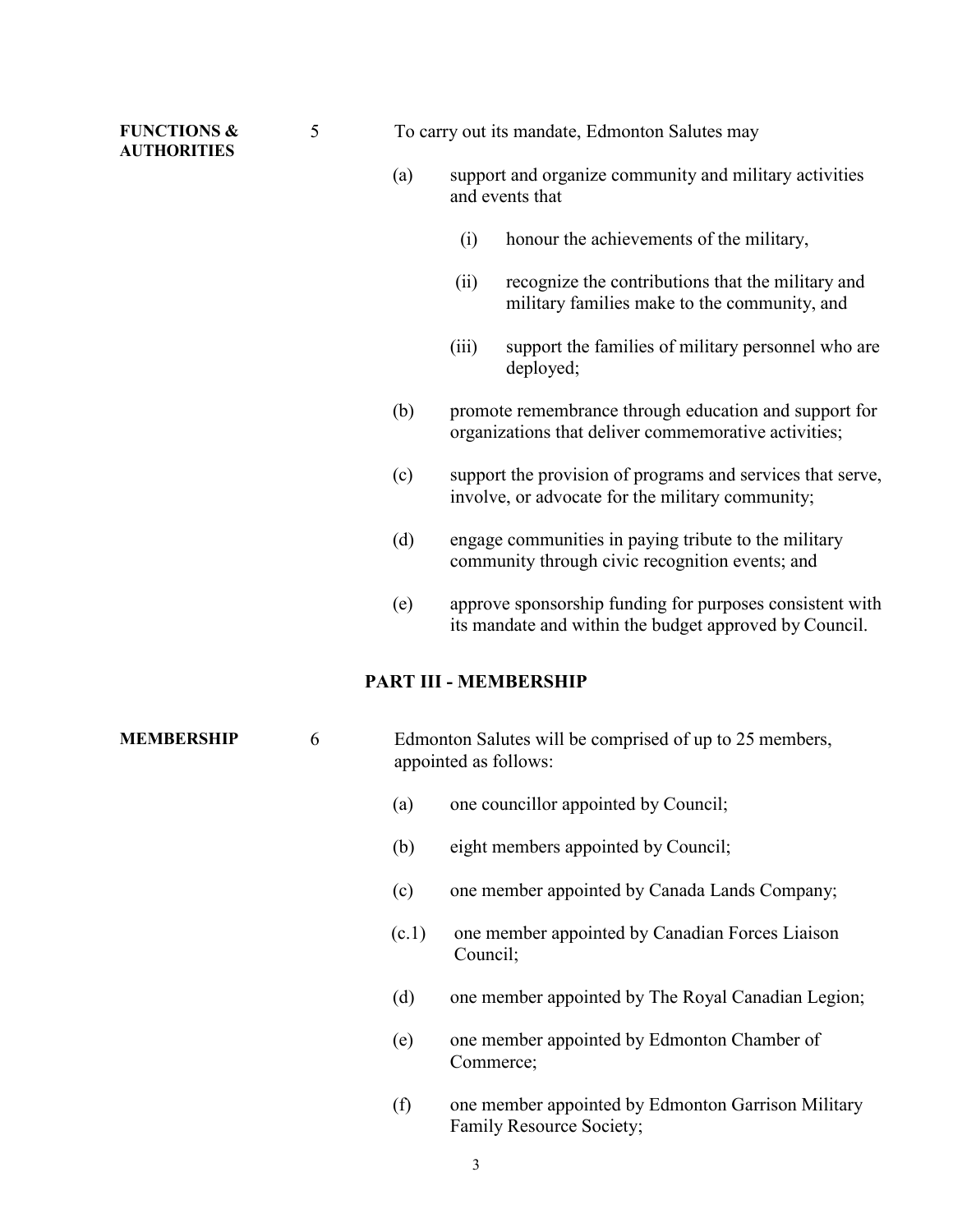**FUNCTIONS & AUTHORITIES**

5 To carry out its mandate, Edmonton Salutes may

(a) support and organize community and military activities and events that

(i) honour the achievements of the military,

(ii) recognize the contributions that the military and military families make to the community, and

(iii) support the families of military personnel who are deployed;

(b) promote remembrance through education and support for organizations that deliver commemorative activities;

(c) support the provision of programs and services that serve, involve, or advocate for the military community;

(d) engage communities in paying tribute to the military community through civic recognition events; and

(e) approve sponsorship funding for purposes consistent with its mandate and within the budget approved by Council.

## PART III - MEMBERSHIP

**MEMBERSHIP**

6 Edmonton Salutes will be comprised of up to 25 members, appointed as follows:

(a) one councillor appointed by Council;

(b) eight members appointed by Council;

(c) one member appointed by Canada Lands Company;

(c.1) one member appointed by Canadian Forces Liaison Council;

(d) one member appointed by The Royal Canadian Legion;

(e) one member appointed by Edmonton Chamber of Commerce;

(f) one member appointed by Edmonton Garrison Military Family Resource Society;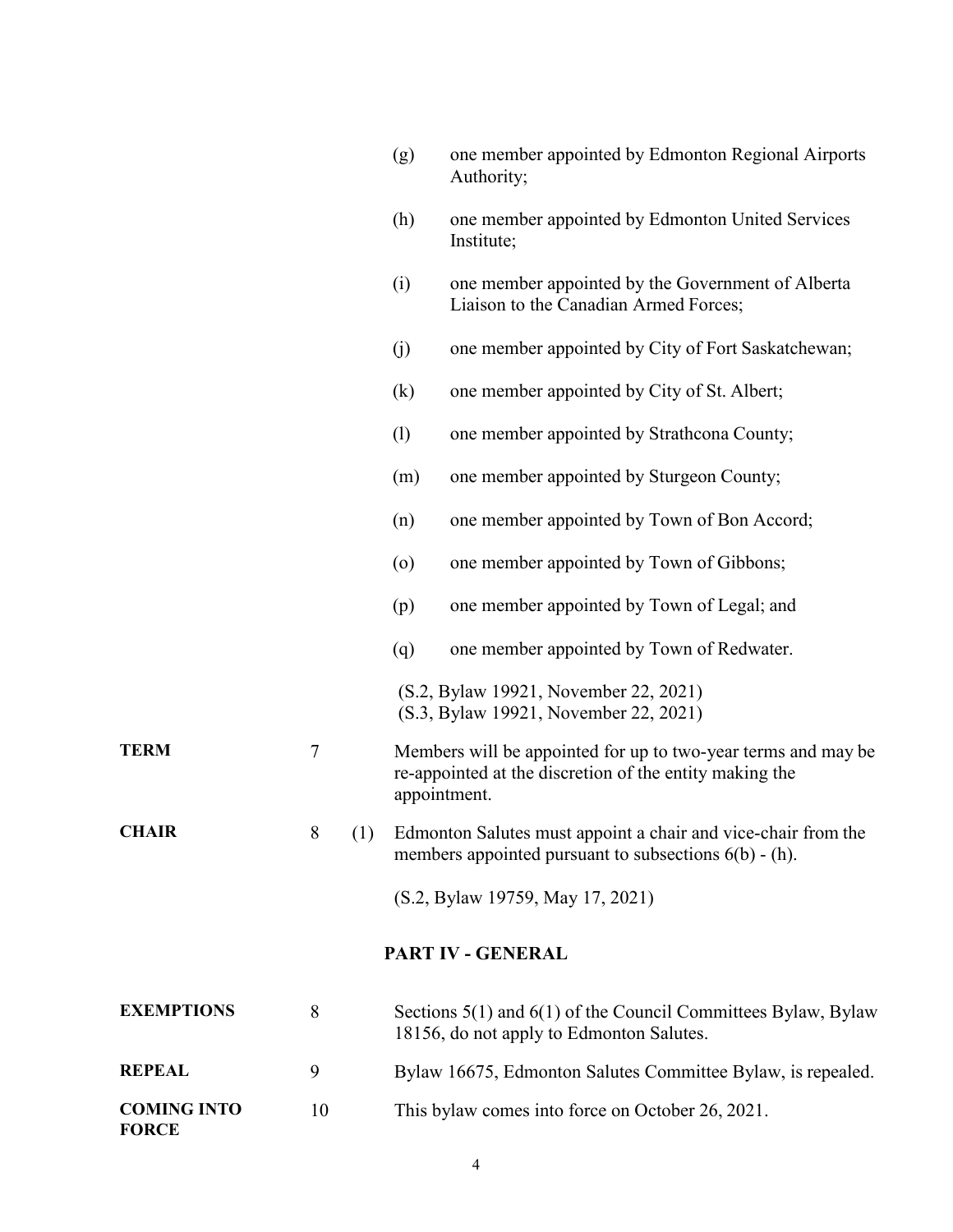(g) one member appointed by Edmonton Regional Airports Authority;

(h) one member appointed by Edmonton United Services Institute;

(i) one member appointed by the Government of Alberta Liaison to the Canadian Armed Forces;

(j) one member appointed by City of Fort Saskatchewan;

(k) one member appointed by City of St. Albert;

(l) one member appointed by Strathcona County;

(m) one member appointed by Sturgeon County;

(n) one member appointed by Town of Bon Accord;

(o) one member appointed by Town of Gibbons;

(p) one member appointed by Town of Legal; and

(q) one member appointed by Town of Redwater.

(S.2, Bylaw 19921, November 22, 2021)
(S.3, Bylaw 19921, November 22, 2021)

**TERM** 7 Members will be appointed for up to two-year terms and may be re-appointed at the discretion of the entity making the appointment.

**CHAIR** 8 (1) Edmonton Salutes must appoint a chair and vice-chair from the members appointed pursuant to subsections 6(b) - (h).

(S.2, Bylaw 19759, May 17, 2021)

## PART IV - GENERAL

**EXEMPTIONS** 8 Sections 5(1) and 6(1) of the Council Committees Bylaw, Bylaw 18156, do not apply to Edmonton Salutes.

**REPEAL** 9 Bylaw 16675, Edmonton Salutes Committee Bylaw, is repealed.

**COMING INTO FORCE** 10 This bylaw comes into force on October 26, 2021.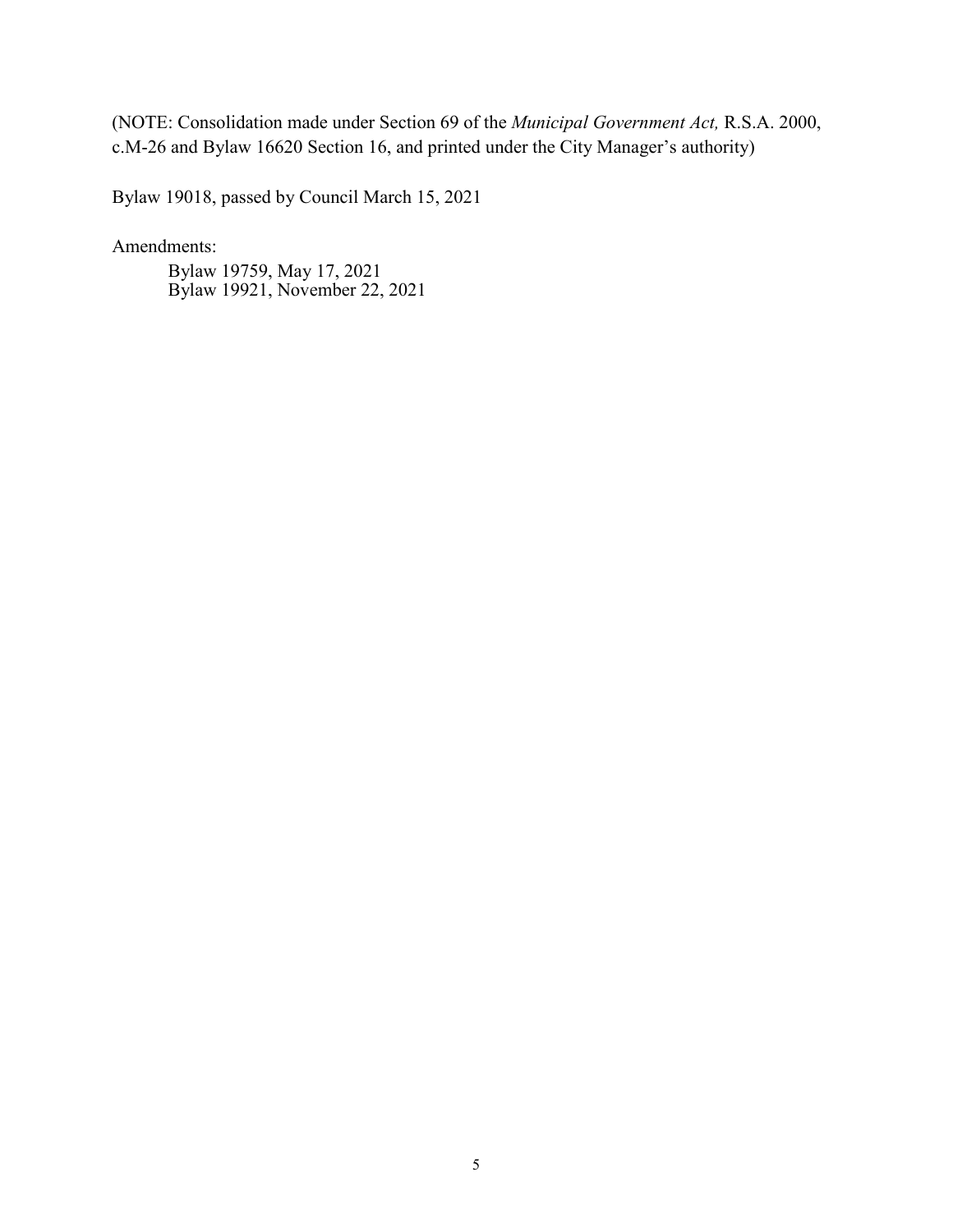(NOTE: Consolidation made under Section 69 of the *Municipal Government Act,* R.S.A. 2000, c.M-26 and Bylaw 16620 Section 16, and printed under the City Manager's authority)

Bylaw 19018, passed by Council March 15, 2021

Amendments:

Bylaw 19759, May 17, 2021
Bylaw 19921, November 22, 2021